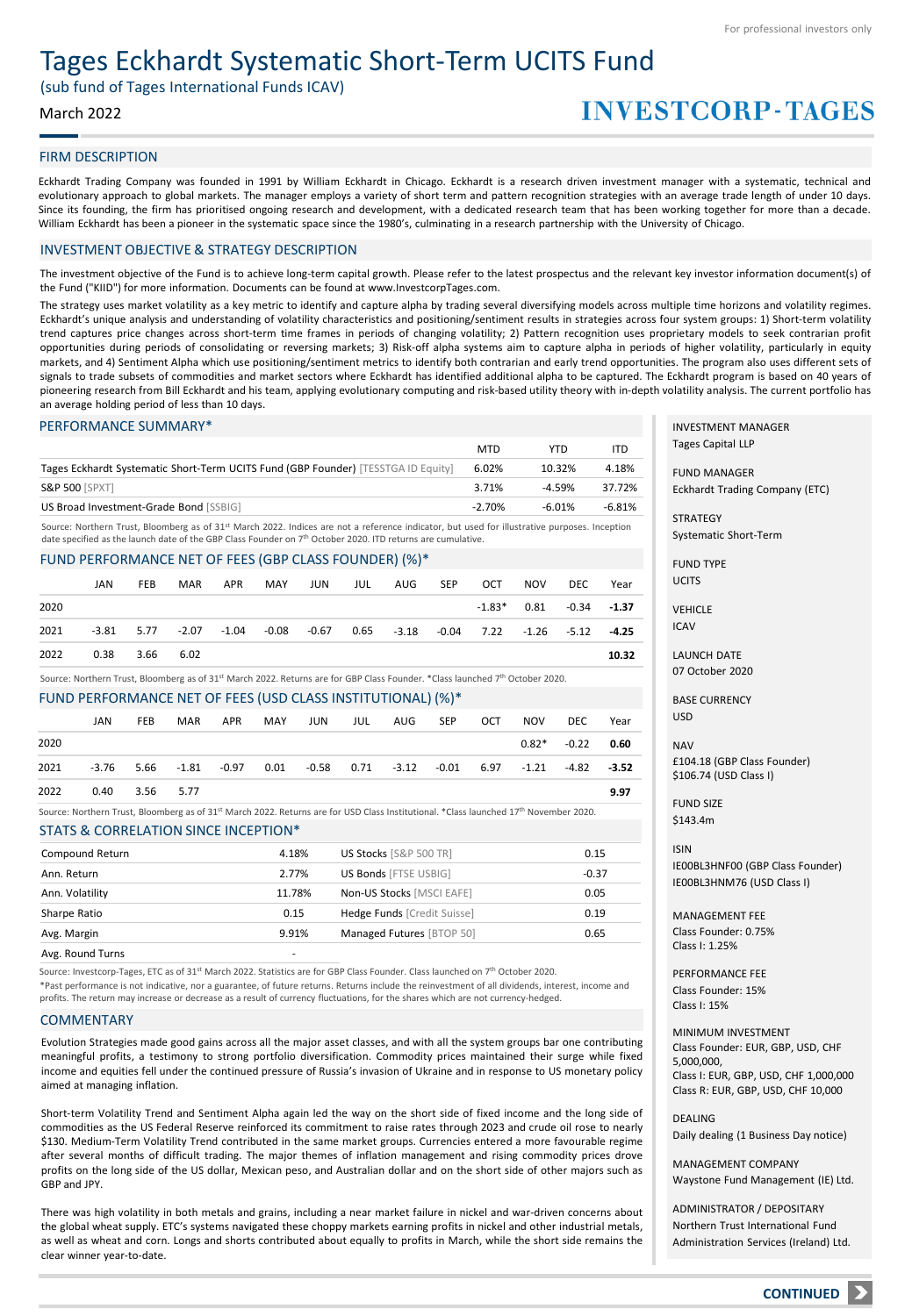For professional investors only

# Tages Eckhardt Systematic Short-Term UCITS Fund

(sub fund of Tages International Funds ICAV)

March 2022

INVESTCORP-TAGES

## FIRM DESCRIPTION

Eckhardt Trading Company was founded in 1991 by William Eckhardt in Chicago. Eckhardt is a research driven investment manager with a systematic, technical and evolutionary approach to global markets. The manager employs a variety of short term and pattern recognition strategies with an average trade length of under 10 days. Since its founding, the firm has prioritised ongoing research and development, with a dedicated research team that has been working together for more than a decade. William Eckhardt has been a pioneer in the systematic space since the 1980's, culminating in a research partnership with the University of Chicago.

## INVESTMENT OBJECTIVE & STRATEGY DESCRIPTION

The investment objective of the Fund is to achieve long-term capital growth. Please refer to the latest prospectus and the relevant key investor information document(s) of the Fund ("KIID") for more information. Documents can be found at www.InvestcorpTages.com.

The strategy uses market volatility as a key metric to identify and capture alpha by trading several diversifying models across multiple time horizons and volatility regimes. Eckhardt's unique analysis and understanding of volatility characteristics and positioning/sentiment results in strategies across four system groups: 1) Short-term volatility trend captures price changes across short-term time frames in periods of changing volatility; 2) Pattern recognition uses proprietary models to seek contrarian profit opportunities during periods of consolidating or reversing markets; 3) Risk-off alpha systems aim to capture alpha in periods of higher volatility, particularly in equity markets, and 4) Sentiment Alpha which use positioning/sentiment metrics to identify both contrarian and early trend opportunities. The program also uses different sets of signals to trade subsets of commodities and market sectors where Eckhardt has identified additional alpha to be captured. The Eckhardt program is based on 40 years of pioneering research from Bill Eckhardt and his team, applying evolutionary computing and risk-based utility theory with in-depth volatility analysis. The current portfolio has an average holding period of less than 10 days.

## PERFORMANCE SUMMARY*

| | MTD | YTD | ITD |
|---|---|---|---|
| Tages Eckhardt Systematic Short-Term UCITS Fund (GBP Founder) [TESSTGA ID Equity] | 6.02% | 10.32% | 4.18% |
| S&P 500 [SPXT] | 3.71% | -4.59% | 37.72% |
| US Broad Investment-Grade Bond [SSBIG] | -2.70% | -6.01% | -6.81% |

Source: Northern Trust, Bloomberg as of 31st March 2022. Indices are not a reference indicator, but used for illustrative purposes. Inception date specified as the launch date of the GBP Class Founder on 7th October 2020. ITD returns are cumulative.

## FUND PERFORMANCE NET OF FEES (GBP CLASS FOUNDER) (%)*

| | JAN | FEB | MAR | APR | MAY | JUN | JUL | AUG | SEP | OCT | NOV | DEC | Year |
|---|---|---|---|---|---|---|---|---|---|---|---|---|---|
| 2020 | | | | | | | | | | -1.83* | 0.81 | -0.34 | **-1.37** |
| 2021 | -3.81 | 5.77 | -2.07 | -1.04 | -0.08 | -0.67 | 0.65 | -3.18 | -0.04 | 7.22 | -1.26 | -5.12 | **-4.25** |
| 2022 | 0.38 | 3.66 | 6.02 | | | | | | | | | | **10.32** |

Source: Northern Trust, Bloomberg as of 31st March 2022. Returns are for GBP Class Founder. *Class launched 7th October 2020.

## FUND PERFORMANCE NET OF FEES (USD CLASS INSTITUTIONAL) (%)*

| | JAN | FEB | MAR | APR | MAY | JUN | JUL | AUG | SEP | OCT | NOV | DEC | Year |
|---|---|---|---|---|---|---|---|---|---|---|---|---|---|
| 2020 | | | | | | | | | | | 0.82* | -0.22 | **0.60** |
| 2021 | -3.76 | 5.66 | -1.81 | -0.97 | 0.01 | -0.58 | 0.71 | -3.12 | -0.01 | 6.97 | -1.21 | -4.82 | **-3.52** |
| 2022 | 0.40 | 3.56 | 5.77 | | | | | | | | | | **9.97** |

Source: Northern Trust, Bloomberg as of 31st March 2022. Returns are for USD Class Institutional. *Class launched 17th November 2020.

## STATS & CORRELATION SINCE INCEPTION*

| | | | |
|---|---|---|---|
| Compound Return | 4.18% | US Stocks [S&P 500 TR] | 0.15 |
| Ann. Return | 2.77% | US Bonds [FTSE USBIG] | -0.37 |
| Ann. Volatility | 11.78% | Non-US Stocks [MSCI EAFE] | 0.05 |
| Sharpe Ratio | 0.15 | Hedge Funds [Credit Suisse] | 0.19 |
| Avg. Margin | 9.91% | Managed Futures [BTOP 50] | 0.65 |
| Avg. Round Turns | - | | |

Source: Investcorp-Tages, ETC as of 31st March 2022. Statistics are for GBP Class Founder. Class launched on 7th October 2020.

*Past performance is not indicative, nor a guarantee, of future returns. Returns include the reinvestment of all dividends, interest, income and profits. The return may increase or decrease as a result of currency fluctuations, for the shares which are not currency-hedged.

## COMMENTARY

Evolution Strategies made good gains across all the major asset classes, and with all the system groups bar one contributing meaningful profits, a testimony to strong portfolio diversification. Commodity prices maintained their surge while fixed income and equities fell under the continued pressure of Russia's invasion of Ukraine and in response to US monetary policy aimed at managing inflation.

Short-term Volatility Trend and Sentiment Alpha again led the way on the short side of fixed income and the long side of commodities as the US Federal Reserve reinforced its commitment to raise rates through 2023 and crude oil rose to nearly $130. Medium-Term Volatility Trend contributed in the same market groups. Currencies entered a more favourable regime after several months of difficult trading. The major themes of inflation management and rising commodity prices drove profits on the long side of the US dollar, Mexican peso, and Australian dollar and on the short side of other majors such as GBP and JPY.

There was high volatility in both metals and grains, including a near market failure in nickel and war-driven concerns about the global wheat supply. ETC's systems navigated these choppy markets earning profits in nickel and other industrial metals, as well as wheat and corn. Longs and shorts contributed about equally to profits in March, while the short side remains the clear winner year-to-date.

INVESTMENT MANAGER
Tages Capital LLP

FUND MANAGER
Eckhardt Trading Company (ETC)

STRATEGY
Systematic Short-Term

FUND TYPE
UCITS

VEHICLE
ICAV

LAUNCH DATE
07 October 2020

BASE CURRENCY
USD

NAV
£104.18 (GBP Class Founder)
$106.74 (USD Class I)

FUND SIZE
$143.4m

ISIN
IE00BL3HNF00 (GBP Class Founder)
IE00BL3HNM76 (USD Class I)

MANAGEMENT FEE
Class Founder: 0.75%
Class I: 1.25%

PERFORMANCE FEE
Class Founder: 15%
Class I: 15%

MINIMUM INVESTMENT
Class Founder: EUR, GBP, USD, CHF 5,000,000,
Class I: EUR, GBP, USD, CHF 1,000,000
Class R: EUR, GBP, USD, CHF 10,000

DEALING
Daily dealing (1 Business Day notice)

MANAGEMENT COMPANY
Waystone Fund Management (IE) Ltd.

ADMINISTRATOR / DEPOSITARY
Northern Trust International Fund Administration Services (Ireland) Ltd.

CONTINUED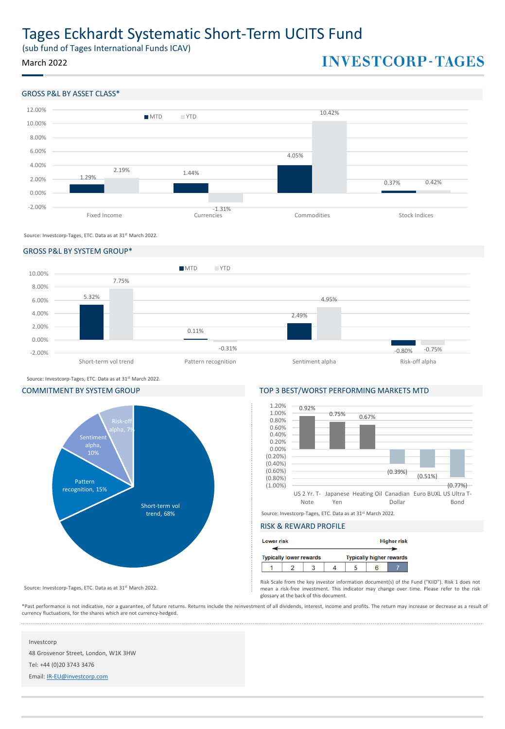# Tages Eckhardt Systematic Short-Term UCITS Fund

(sub fund of Tages International Funds ICAV)

March 2022

INVESTCORP-TAGES

## GROSS P&L BY ASSET CLASS*

| Asset Class | MTD | YTD |
|---|---|---|
| Fixed Income | 1.29% | 2.19% |
| Currencies | 1.44% | -1.31% |
| Commodities | 4.05% | 10.42% |
| Stock Indices | 0.37% | 0.42% |

Source: Investcorp-Tages, ETC. Data as at 31st March 2022.

## GROSS P&L BY SYSTEM GROUP*

| System Group | MTD | YTD |
|---|---|---|
| Short-term vol trend | 5.32% | 7.75% |
| Pattern recognition | 0.11% | -0.31% |
| Sentiment alpha | 2.49% | 4.95% |
| Risk-off alpha | -0.80% | -0.75% |

Source: Investcorp-Tages, ETC. Data as at 31st March 2022.

## COMMITMENT BY SYSTEM GROUP

| System Group | Commitment |
|---|---|
| Short-term vol trend | 68% |
| Pattern recognition | 15% |
| Sentiment alpha | 10% |
| Risk-off alpha | 7% |

Source: Investcorp-Tages, ETC. Data as at 31st March 2022.

## TOP 3 BEST/WORST PERFORMING MARKETS MTD

| Market | MTD |
|---|---|
| US 2 Yr. T-Note | 0.92% |
| Japanese Yen | 0.75% |
| Heating Oil | 0.67% |
| Canadian Dollar | (0.39%) |
| Euro BUXL | (0.51%) |
| US Ultra T-Bond | (0.77%) |

Source: Investcorp-Tages, ETC. Data as at 31st March 2022.

## RISK & REWARD PROFILE

Lower risk ← → Higher risk

Typically lower rewards — Typically higher rewards

| 1 | 2 | 3 | 4 | 5 | 6 | **7** |
|---|---|---|---|---|---|---|

Risk Scale from the key investor information document(s) of the Fund ("KIID"). Risk 1 does not mean a risk-free investment. This indicator may change over time. Please refer to the risk glossary at the back of this document.

*Past performance is not indicative, nor a guarantee, of future returns. Returns include the reinvestment of all dividends, interest, income and profits. The return may increase or decrease as a result of currency fluctuations, for the shares which are not currency-hedged.

Investcorp

48 Grosvenor Street, London, W1K 3HW

Tel: +44 (0)20 3743 3476

Email: IR-EU@investcorp.com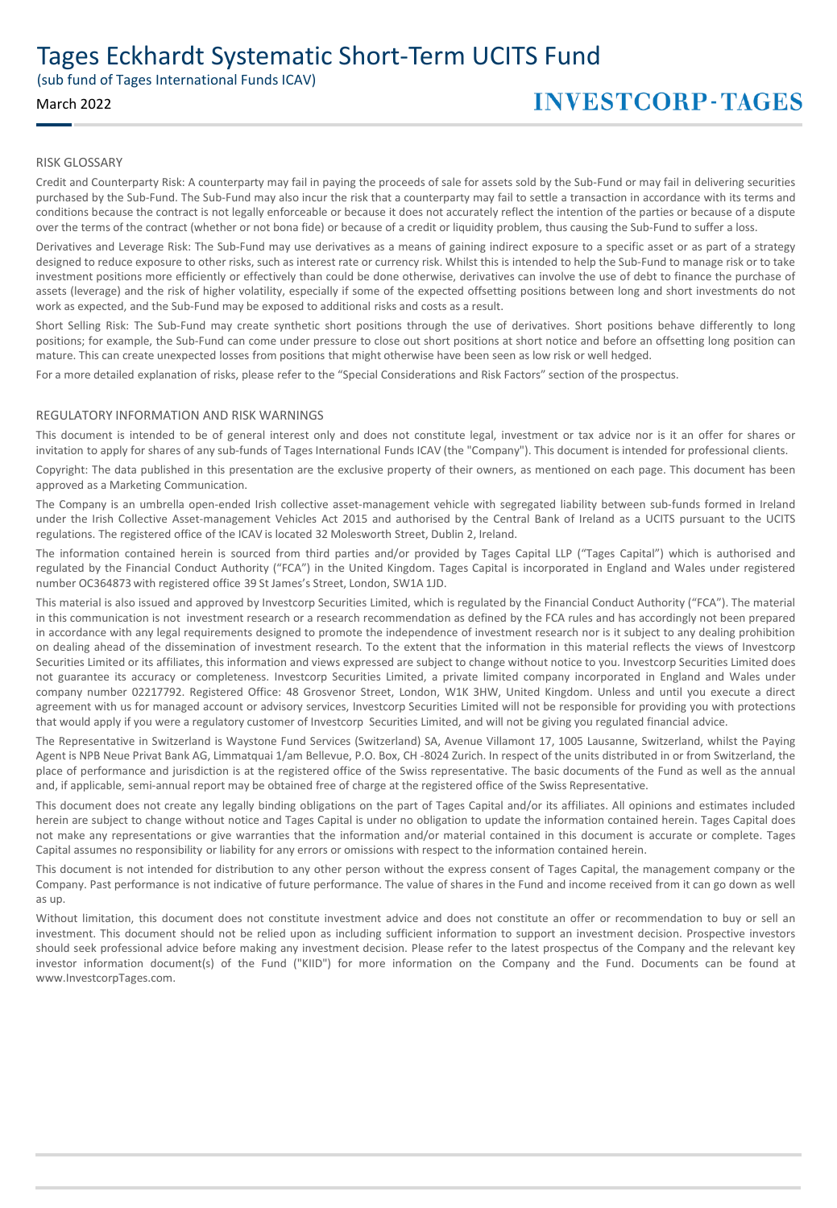# Tages Eckhardt Systematic Short-Term UCITS Fund

(sub fund of Tages International Funds ICAV)

March 2022

**INVESTCORP-TAGES**

## RISK GLOSSARY

Credit and Counterparty Risk: A counterparty may fail in paying the proceeds of sale for assets sold by the Sub-Fund or may fail in delivering securities purchased by the Sub-Fund. The Sub-Fund may also incur the risk that a counterparty may fail to settle a transaction in accordance with its terms and conditions because the contract is not legally enforceable or because it does not accurately reflect the intention of the parties or because of a dispute over the terms of the contract (whether or not bona fide) or because of a credit or liquidity problem, thus causing the Sub-Fund to suffer a loss.

Derivatives and Leverage Risk: The Sub-Fund may use derivatives as a means of gaining indirect exposure to a specific asset or as part of a strategy designed to reduce exposure to other risks, such as interest rate or currency risk. Whilst this is intended to help the Sub-Fund to manage risk or to take investment positions more efficiently or effectively than could be done otherwise, derivatives can involve the use of debt to finance the purchase of assets (leverage) and the risk of higher volatility, especially if some of the expected offsetting positions between long and short investments do not work as expected, and the Sub-Fund may be exposed to additional risks and costs as a result.

Short Selling Risk: The Sub-Fund may create synthetic short positions through the use of derivatives. Short positions behave differently to long positions; for example, the Sub-Fund can come under pressure to close out short positions at short notice and before an offsetting long position can mature. This can create unexpected losses from positions that might otherwise have been seen as low risk or well hedged.

For a more detailed explanation of risks, please refer to the "Special Considerations and Risk Factors" section of the prospectus.

## REGULATORY INFORMATION AND RISK WARNINGS

This document is intended to be of general interest only and does not constitute legal, investment or tax advice nor is it an offer for shares or invitation to apply for shares of any sub-funds of Tages International Funds ICAV (the "Company"). This document is intended for professional clients.

Copyright: The data published in this presentation are the exclusive property of their owners, as mentioned on each page. This document has been approved as a Marketing Communication.

The Company is an umbrella open-ended Irish collective asset-management vehicle with segregated liability between sub-funds formed in Ireland under the Irish Collective Asset-management Vehicles Act 2015 and authorised by the Central Bank of Ireland as a UCITS pursuant to the UCITS regulations. The registered office of the ICAV is located 32 Molesworth Street, Dublin 2, Ireland.

The information contained herein is sourced from third parties and/or provided by Tages Capital LLP ("Tages Capital") which is authorised and regulated by the Financial Conduct Authority ("FCA") in the United Kingdom. Tages Capital is incorporated in England and Wales under registered number OC364873 with registered office 39 St James's Street, London, SW1A 1JD.

This material is also issued and approved by Investcorp Securities Limited, which is regulated by the Financial Conduct Authority ("FCA"). The material in this communication is not investment research or a research recommendation as defined by the FCA rules and has accordingly not been prepared in accordance with any legal requirements designed to promote the independence of investment research nor is it subject to any dealing prohibition on dealing ahead of the dissemination of investment research. To the extent that the information in this material reflects the views of Investcorp Securities Limited or its affiliates, this information and views expressed are subject to change without notice to you. Investcorp Securities Limited does not guarantee its accuracy or completeness. Investcorp Securities Limited, a private limited company incorporated in England and Wales under company number 02217792. Registered Office: 48 Grosvenor Street, London, W1K 3HW, United Kingdom. Unless and until you execute a direct agreement with us for managed account or advisory services, Investcorp Securities Limited will not be responsible for providing you with protections that would apply if you were a regulatory customer of Investcorp Securities Limited, and will not be giving you regulated financial advice.

The Representative in Switzerland is Waystone Fund Services (Switzerland) SA, Avenue Villamont 17, 1005 Lausanne, Switzerland, whilst the Paying Agent is NPB Neue Privat Bank AG, Limmatquai 1/am Bellevue, P.O. Box, CH -8024 Zurich. In respect of the units distributed in or from Switzerland, the place of performance and jurisdiction is at the registered office of the Swiss representative. The basic documents of the Fund as well as the annual and, if applicable, semi-annual report may be obtained free of charge at the registered office of the Swiss Representative.

This document does not create any legally binding obligations on the part of Tages Capital and/or its affiliates. All opinions and estimates included herein are subject to change without notice and Tages Capital is under no obligation to update the information contained herein. Tages Capital does not make any representations or give warranties that the information and/or material contained in this document is accurate or complete. Tages Capital assumes no responsibility or liability for any errors or omissions with respect to the information contained herein.

This document is not intended for distribution to any other person without the express consent of Tages Capital, the management company or the Company. Past performance is not indicative of future performance. The value of shares in the Fund and income received from it can go down as well as up.

Without limitation, this document does not constitute investment advice and does not constitute an offer or recommendation to buy or sell an investment. This document should not be relied upon as including sufficient information to support an investment decision. Prospective investors should seek professional advice before making any investment decision. Please refer to the latest prospectus of the Company and the relevant key investor information document(s) of the Fund ("KIID") for more information on the Company and the Fund. Documents can be found at www.InvestcorpTages.com.